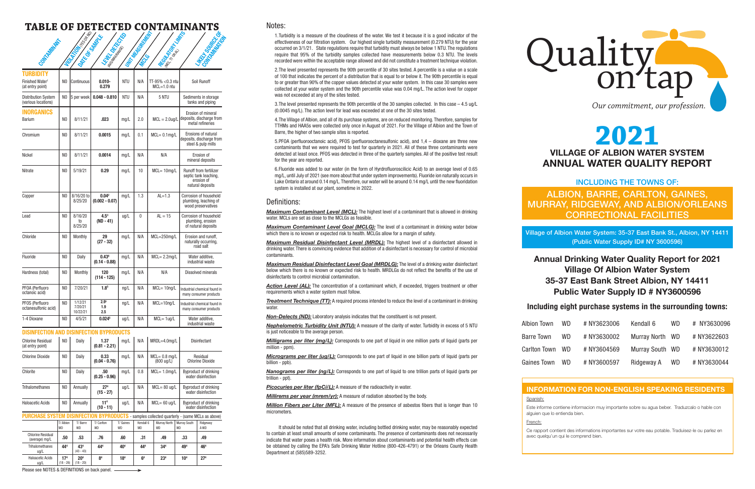# TABLE OF DETECTED CONTAMINANTS

| Contaminant | Violation (Yes or No) | Date of Sample | Level Detected (Avg/Max/Range) | Unit Measurement | MCLG | Regulatory Limits (MCL, TT or AL) | Likely Source of Contamination |
|---|---|---|---|---|---|---|---|
| **TURBIDITY** | | | | | | | |
| Finished Water[1] (at entry point) | NO | Continuous | **0.010-0.279** | NTU | N/A | TT-95% <0.3 ntu MCL=1.0 ntu | Soil Runoff |
| Distribution System (various locations) | NO | 5 per week | **0.048 - 0.810** | NTU | N/A | 5 NTU | Sediments in storage tanks and piping |
| **INORGANICS** | | | | | | | |
| Barium | NO | 8/11/21 | **.023** | mg/L | 2.0 | MCL = 2.0ug/L | Erosion of mineral deposits, discharge from metal refineries |
| Chromium | NO | 8/11/21 | **0.0015** | mg/L | 0.1 | MCL= 0.1mg/L | Erosions of natural deposits, discharge from steel & pulp mills |
| Nickel | NO | 8/11/21 | **0.0014** | mg/L | N/A | N/A | Erosion of mineral deposits |
| Nitrate | NO | 5/19/21 | **0.29** | mg/L | 10 | MCL= 10mg/L | Runoff from fertilizer septic tank leaching, erosion of natural deposits |
| Copper | NO | 8/16/20 to 8/25/20 | **0.04[2] (0.002 - 0.07)** | mg/L | 1.3 | AL=1.3 | Corrosion of household plumbing, leaching of wood preservatives |
| Lead | NO | 8/16/20 to 8/25/20 | **4.5[3] (ND - 41)** | ug/L | 0 | AL = 15 | Corrosion of household plumbing, erosion of natural deposits |
| Chloride | NO | Monthly | **29 (27 - 32)** | mg/L | N/A | MCL=250mg/L | Erosion and runoff, naturally occurring, road salt |
| Fluoride | NO | Daily | **0.43[6] (0.14 - 0.88)** | mg/L | N/A | MCL= 2.2mg/L | Water additive, industrial waste |
| Hardness (total) | NO | Monthly | **120 (114 - 125)** | mg/L | N/A | N/A | Dissolved minerals |
| PFOA (Perfluoro octanoic acid) | NO | 7/20/21 | **1.8[5]** | ng/L | N/A | MCL= 10ng/L | Industrial chemical found in many consumer products |
| PFOS (Perfluoro octanesulfonic acid) | NO | 1/12/21 7/20/21 10/22/21 | **2.9[5] 1.9 2.5** | ng/L | N/A | MCL=10ng/L | Industrial chemical found in many consumer products |
| 1-4 Dioxane | NO | 4/5/21 | **0.024[5]** | ug/L | N/A | MCL= 1ug/L | Water additive, industrial waste |
| **DISINFECTION AND DISINFECTION BYPRODUCTS** | | | | | | | |
| Chlorine Residual (at entry point) | NO | Daily | **1.37 (0.81 - 2.21)** | mg/L | N/A | MRDL=4.0mg/L | Disinfectant |
| Chlorine Dioxide | NO | Daily | **0.33 (0.04 - 0.76)** | mg/L | N/A | MCL= 0.8 mg/L (800 ug/L) | Residual Chlorine Dioxide |
| Chlorite | NO | Daily | **.50 (0.25 - 0.96)** | mg/L | 0.8 | MCL= 1.0mg/L | Byproduct of drinking water disinfection |
| Trihalomethanes | NO | Annually | **27[4] (15 - 27)** | ug/L | N/A | MCL= 80 ug/L | Byproduct of drinking water disinfection |
| Haloacetic Acids | NO | Annually | **11[4] (10 - 11)** | ug/L | N/A | MCL= 60 ug/L | Byproduct of drinking water disinfection |

**PURCHASE SYSTEM DISINFECTION BYPRODUCTS** - samples collected quarterly - (same MCLs as above)

| | T/ Albion WD | T/ Barre WD | T/ Carlton WD | T/ Gaines WD | Kendall 6 WD | Murray North WD | Murray South WD | Ridgeway A WD |
|---|---|---|---|---|---|---|---|---|
| Chlorine Residual (average) mg/L | .50 | .53 | .76 | .60 | .31 | .49 | .33 | .49 |
| Trihalomethanes ug/L | 44[4] | 43[4] (43 - 43) | 44[4] | 40[4] | 44[4] | 34[4] | 49[4] | 46[4] |
| Haloacetic Acids ug/L | 17[4] (18 - 26) | 20[4] (18 - 20) | 8[4] | 18[4] | 6[4] | 23[4] | 10[4] | 27[4] |

Please see NOTES & DEFINITIONS on back panel.

## Notes:

1. Turbidity is a measure of the cloudiness of the water. We test it because it is a good indicator of the effectiveness of our filtration system. Our highest single turbidity measurement (0.279 NTU) for the year occurred on 3/1/21. State regulations require that turbidity must always be below 1 NTU. The regulations require that 95% of the turbidity samples collected have measurements below 0.3 NTU. The levels recorded were within the acceptable range allowed and did not constitute a treatment technique violation.

2. The level presented represents the 90th percentile of 30 sites tested. A percentile is a value on a scale of 100 that indicates the percent of a distribution that is equal to or below it. The 90th percentile is equal to or greater than 90% of the copper values detected at your water system. In this case 30 samples were collected at your water system and the 90th percentile value was 0.04 mg/L. The action level for copper was not exceeded at any of the sites tested.

3. The level presented represents the 90th percentile of the 30 samples collected. In this case – 4.5 ug/L (0.0045 mg/L). The action level for lead was exceeded at one of the 30 sites tested.

4. The Village of Albion, and all of its purchase systems, are on reduced monitoring. Therefore, samples for TTHMs and HAA5s were collected only once in August of 2021. For the Village of Albion and the Town of Barre, the higher of two sample sites is reported.

5. PFOA (perfluorooctanoic acid), PFOS (perfluorooctanesulfonic acid), and 1,4 – dioxane are three new contaminants that we were required to test for quarterly in 2021. All of these three contaminants were detected at least once. PFOS was detected in three of the quarterly samples. All of the positive test result for the year are reported.

6. Fluoride was added to our water (in the form of Hyrdrofluorosilicic Acid) to an average level of 0.65 mg/L, until July of 2021 (see more about that under system improvements). Fluoride ion naturally occurs in Lake Ontario at around 0.14 mg/L. Therefore, our water will be around 0.14 mg/L until the new fluoridation system is installed at our plant, sometime in 2022.

## Definitions:

***Maximum Contaminant Level (MCL):*** The highest level of a contaminant that is allowed in drinking water. MCLs are set as close to the MCLGs as feasible.

***Maximum Contaminant Level Goal (MCLG):*** The level of a contaminant in drinking water below which there is no known or expected risk to health. MCLGs allow for a margin of safety.

***Maximum Residual Disinfectant Level (MRDL):*** The highest level of a disinfectant allowed in drinking water. There is convincing evidence that addition of a disinfectant is necessary for control of microbial contaminants.

***Maximum Residual Disinfectant Level Goal (MRDLG):*** The level of a drinking water disinfectant below which there is no known or expected risk to health. MRDLGs do not reflect the benefits of the use of disinfectants to control microbial contamination.

***Action Level (AL):*** The concentration of a contaminant which, if exceeded, triggers treatment or other requirements which a water system must follow.

***Treatment Technique (TT):*** A required process intended to reduce the level of a contaminant in drinking water.

***Non-Detects (ND):*** Laboratory analysis indicates that the constituent is not present.

***Nephelometric Turbidity Unit (NTU):*** A measure of the clarity of water. Turbidity in excess of 5 NTU is just noticeable to the average person.

***Milligrams per liter (mg/L):*** Corresponds to one part of liquid in one million parts of liquid (parts per million - ppm).

***Micrograms per liter (ug/L):*** Corresponds to one part of liquid in one billion parts of liquid (parts per billion - ppb).

***Nanograms per liter (ng/L):*** Corresponds to one part of liquid to one trillion parts of liquid (parts per trillion - ppt).

***Picocuries per liter (fpCi/L):*** A measure of the radioactivity in water.

***Millirems per year (mrem/yr):*** A measure of radiation absorbed by the body.

***Million Fibers per Liter (MFL):*** A measure of the presence of asbestos fibers that is longer than 10 micrometers.

It should be noted that all drinking water, including bottled drinking water, may be reasonably expected to contain at least small amounts of some contaminants. The presence of contaminants does not necessarily indicate that water poses a health risk. More information about contaminants and potential health effects can be obtained by calling the EPA's Safe Drinking Water Hotline (800-426-4791) or the Orleans County Health Department at (585)589-3252.

# Quality on tap

*Our commitment, our profession.*

# 2021

## VILLAGE OF ALBION WATER SYSTEM ANNUAL WATER QUALITY REPORT

### INCLUDING THE TOWNS OF:

## ALBION, BARRE, CARLTON, GAINES, MURRAY, RIDGEWAY, AND ALBION/ORLEANS CORRECTIONAL FACILITIES

**Village of Albion Water System: 35-37 East Bank St., Albion, NY 14411 (Public Water Supply ID# NY 3600596)**

## Annual Drinking Water Quality Report for 2021 Village Of Albion Water System 35-37 East Bank Street Albion, NY 14411 Public Water Supply ID # NY3600596

### Including eight purchase systems in the surrounding towns:

| | | | | | |
|---|---|---|---|---|---|
| Albion Town | WD | # NY3623006 | Kendall 6 | WD | # NY3630096 |
| Barre Town | WD | # NY3630002 | Murray North | WD | # NY3622603 |
| Carlton Town | WD | # NY3604569 | Murray South | WD | # NY3630012 |
| Gaines Town | WD | # NY3600597 | Ridgeway A | WD | # NY3630044 |

### INFORMATION FOR NON-ENGLISH SPEAKING RESIDENTS

Spanish:

Este informe contiene informacion muy importante sobre su agua beber. Traduzcalo o hable con alguien que lo entienda bien.

French:

Ce rapport contient des informations importantes sur votre eau potable. Traduisez-le ou parlez en avec quelqu'un qui le comprend bien.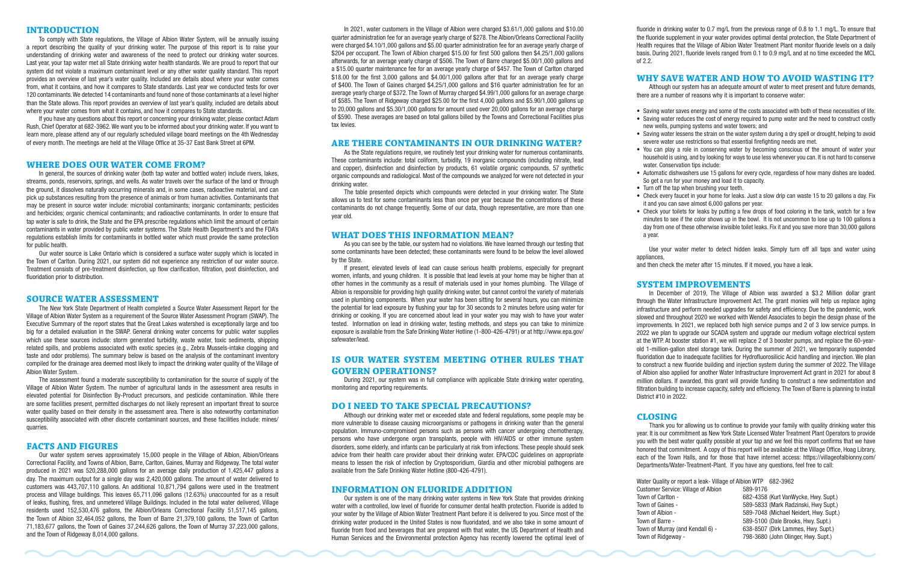## INTRODUCTION

To comply with State regulations, the Village of Albion Water System, will be annually issuing a report describing the quality of your drinking water. The purpose of this report is to raise your understanding of drinking water and awareness of the need to protect our drinking water sources. Last year, your tap water met all State drinking water health standards. We are proud to report that our system did not violate a maximum contaminant level or any other water quality standard. This report provides an overview of last year's water quality. Included are details about where your water comes from, what it contains, and how it compares to State standards. Last year we conducted tests for over 120 contaminants. We detected 14 contaminants and found none of those contaminants at a level higher than the State allows. This report provides an overview of last year's quality, included are details about where your water comes from what it contains, and how it compares to State standards.

If you have any questions about this report or concerning your drinking water, please contact Adam Rush, Chief Operator at 682-3962. We want you to be informed about your drinking water. If you want to learn more, please attend any of our regularly scheduled village board meetings on the 4th Wednesday of every month. The meetings are held at the Village Office at 35-37 East Bank Street at 6PM.

## WHERE DOES OUR WATER COME FROM?

In general, the sources of drinking water (both tap water and bottled water) include rivers, lakes, streams, ponds, reservoirs, springs, and wells. As water travels over the surface of the land or through the ground, it dissolves naturally occurring minerals and, in some cases, radioactive material, and can pick up substances resulting from the presence of animals or from human activities. Contaminants that may be present in source water include: microbial contaminants; inorganic contaminants; pesticides and herbicides; organic chemical contaminants; and radioactive contaminants. In order to ensure that tap water is safe to drink, the State and the EPA prescribe regulations which limit the amount of certain contaminants in water provided by public water systems. The State Health Department's and the FDA's regulations establish limits for contaminants in bottled water which must provide the same protection for public health.

Our water source is Lake Ontario which is considered a surface water supply which is located in the Town of Carlton. During 2021, our system did not experience any restriction of our water source. Treatment consists of pre-treatment disinfection, up flow clarification, filtration, post disinfection, and fluoridation prior to distribution.

## SOURCE WATER ASSESSMENT

The New York State Department of Health completed a Source Water Assessment Report for the Village of Albion Water System as a requirement of the Source Water Assessment Program (SWAP). The Executive Summary of the report states that the Great Lakes watershed is exceptionally large and too big for a detailed evaluation in the SWAP. General drinking water concerns for public water supplies which use these sources include: storm generated turbidity, waste water, toxic sediments, shipping related spills, and problems associated with exotic species (e.g., Zebra Mussels-intake clogging and taste and odor problems). The summary below is based on the analysis of the contaminant inventory compiled for the drainage area deemed most likely to impact the drinking water quality of the Village of Albion Water System.

The assessment found a moderate susceptibility to contamination for the source of supply of the Village of Albion Water System. The number of agricultural lands in the assessment area results in elevated potential for Disinfection By-Product precursors, and pesticide contamination. While there are some facilities present, permitted discharges do not likely represent an important threat to source water quality based on their density in the assessment area. There is also noteworthy contamination susceptibility associated with other discrete contaminant sources, and these facilities include: mines/ quarries.

## FACTS AND FIGURES

Our water system serves approximately 15,000 people in the Village of Albion, Albion/Orleans Correctional Facility, and Towns of Albion, Barre, Carlton, Gaines, Murray and Ridgeway. The total water produced in 2021 was 520,288,000 gallons for an average daily production of 1,425,447 gallons a day. The maximum output for a single day was 2,420,000 gallons. The amount of water delivered to customers was 443,707,110 gallons. An additional 10,871,794 gallons were used in the treatment process and Village buildings. This leaves 65,711,096 gallons (12.63%) unaccounted for as a result of leaks, flushing, fires, and unmetered Village Buildings. Included in the total water delivered, Village residents used 152,530,476 gallons, the Albion/Orleans Correctional Facility 51,517,145 gallons, the Town of Albion 32,464,052 gallons, the Town of Barre 21,379,100 gallons, the Town of Carlton 71,183,677 gallons, the Town of Gaines 37,244,626 gallons, the Town of Murray 37,223,000 gallons, and the Town of Ridgeway 8,014,000 gallons.

In 2021, water customers in the Village of Albion were charged $3.61/1,000 gallons and $10.00 quarter administration fee for an average yearly charge of $278. The Albion/Orleans Correctional Facility were charged $4.10/1,000 gallons and $5.00 quarter administration fee for an average yearly charge of $204 per occupant. The Town of Albion charged $15.00 for first 500 gallons then $4.25/1,000 gallons afterwards, for an average yearly charge of $506. The Town of Barre charged $5.00/1,000 gallons and a $15.00 quarter maintenance fee for an average yearly charge of $457. The Town of Carlton charged $18.00 for the first 3,000 gallons and $4.00/1,000 gallons after that for an average yearly charge of $400. The Town of Gaines charged $4.25/1,000 gallons and $16 quarter administration fee for an average yearly charge of $372. The Town of Murray charged $4.99/1,000 gallons for an average charge of $585. The Town of Ridgeway charged $25.00 for the first 4,000 gallons and $5.90/1,000 gallons up to 20,000 gallons and $5.30/1,000 gallons for amount used over 20,000 gallons for an average charge of $590. These averages are based on total gallons billed by the Towns and Correctional Facilities plus tax levies.

## ARE THERE CONTAMINANTS IN OUR DRINKING WATER?

As the State regulations require, we routinely test your drinking water for numerous contaminants. These contaminants include: total coliform, turbidity, 19 inorganic compounds (including nitrate, lead and copper), disinfection and disinfection by products, 61 volatile organic compounds, 57 synthetic organic compounds and radiological. Most of the compounds we analyzed for were not detected in your drinking water.

The table presented depicts which compounds were detected in your drinking water. The State allows us to test for some contaminants less than once per year because the concentrations of these contaminants do not change frequently. Some of our data, though representative, are more than one year old.

## WHAT DOES THIS INFORMATION MEAN?

As you can see by the table, our system had no violations. We have learned through our testing that some contaminants have been detected; these contaminants were found to be below the level allowed by the State.

If present, elevated levels of lead can cause serious health problems, especially for pregnant women, infants, and young children. It is possible that lead levels at your home may be higher than at other homes in the community as a result of materials used in your homes plumbing. The Village of Albion is responsible for providing high quality drinking water, but cannot control the variety of materials used in plumbing components. When your water has been sitting for several hours, you can minimize the potential for lead exposure by flushing your tap for 30 seconds to 2 minutes before using water for drinking or cooking. If you are concerned about lead in your water you may wish to have your water tested. Information on lead in drinking water, testing methods, and steps you can take to minimize exposure is available from the Safe Drinking Water Hotline (1-800-426-4791) or at http://www.epa.gov/safewater/lead.

## IS OUR WATER SYSTEM MEETING OTHER RULES THAT GOVERN OPERATIONS?

During 2021, our system was in full compliance with applicable State drinking water operating, monitoring and reporting requirements.

## DO I NEED TO TAKE SPECIAL PRECAUTIONS?

Although our drinking water met or exceeded state and federal regulations, some people may be more vulnerable to disease causing microorganisms or pathogens in drinking water than the general population. Immuno-compromised persons such as persons with cancer undergoing chemotherapy, persons who have undergone organ transplants, people with HIV/AIDS or other immune system disorders, some elderly, and infants can be particularly at risk from infections. These people should seek advice from their health care provider about their drinking water. EPA/CDC guidelines on appropriate means to lessen the risk of infection by Cryptosporidium, Giardia and other microbial pathogens are available from the Safe Drinking Water Hotline (800-426-4791).

## INFORMATION ON FLUORIDE ADDITION

Our system is one of the many drinking water systems in New York State that provides drinking water with a controlled, low level of fluoride for consumer dental health protection. Fluoride is added to your water by the Village of Albion Water Treatment Plant before it is delivered to you. Since most of the drinking water produced in the United States is now fluoridated, and we also take in some amount of fluoride from food and beverages that are prepared with that water, the US Department of Health and Human Services and the Environmental protection Agency has recently lowered the optimal level of fluoride in drinking water to 0.7 mg/L from the previous range of 0.8 to 1.1 mg/L. To ensure that the fluoride supplement in your water provides optimal dental protection, the State Department of Health requires that the Village of Albion Water Treatment Plant monitor fluoride levels on a daily basis. During 2021, fluoride levels ranged from 0.1 to 0.9 mg/L and at no time exceeded the MCL of 2.2.

## WHY SAVE WATER AND HOW TO AVOID WASTING IT?

Although our system has an adequate amount of water to meet present and future demands, there are a number of reasons why it is important to conserve water:

- Saving water saves energy and some of the costs associated with both of these necessities of life.
- Saving water reduces the cost of energy required to pump water and the need to construct costly new wells, pumping systems and water towers; and
- Saving water lessens the strain on the water system during a dry spell or drought, helping to avoid severe water use restrictions so that essential firefighting needs are met.
- You can play a role in conserving water by becoming conscious of the amount of water your household is using, and by looking for ways to use less whenever you can. It is not hard to conserve water. Conservation tips include:
- Automatic dishwashers use 15 gallons for every cycle, regardless of how many dishes are loaded. So get a run for your money and load it to capacity.
- Turn off the tap when brushing your teeth.
- Check every faucet in your home for leaks. Just a slow drip can waste 15 to 20 gallons a day. Fix it and you can save almost 6,000 gallons per year.
- Check your toilets for leaks by putting a few drops of food coloring in the tank, watch for a few minutes to see if the color shows up in the bowl. It is not uncommon to lose up to 100 gallons a day from one of these otherwise invisible toilet leaks. Fix it and you save more than 30,000 gallons a year.

Use your water meter to detect hidden leaks. Simply turn off all taps and water using appliances,
and then check the meter after 15 minutes. If it moved, you have a leak.

## SYSTEM IMPROVEMENTS

In December of 2019, The Village of Albion was awarded a $3.2 Million dollar grant through the Water Infrastructure Improvement Act. The grant monies will help us replace aging infrastructure and perform needed upgrades for safety and efficiency. Due to the pandemic, work slowed and throughout 2020 we worked with Wendel Associates to begin the design phase of the improvements. In 2021, we replaced both high service pumps and 2 of 3 low service pumps. In 2022 we plan to upgrade our SCADA system and upgrade our medium voltage electrical system at the WTP. At booster station #1, we will replace 2 of 3 booster pumps, and replace the 60-year-old 1-million-gallon steel storage tank. During the summer of 2021, we temporarily suspended fluoridation due to inadequate facilities for Hydrofluorosilicic Acid handling and injection. We plan to construct a new fluoride building and injection system during the summer of 2022. The Village of Albion also applied for another Water Infrastructure Improvement Act grant in 2021 for about 8 million dollars. If awarded, this grant will provide funding to construct a new sedimentation and filtration building to increase capacity, safety and efficiency. The Town of Barre is planning to install District #10 in 2022.

## CLOSING

Thank you for allowing us to continue to provide your family with quality drinking water this year. It is our commitment as New York State Licensed Water Treatment Plant Operators to provide you with the best water quality possible at your tap and we feel this report confirms that we have honored that commitment. A copy of this report will be available at the Village Office, Hoag Library, each of the Town Halls, and for those that have internet access: https://villageofalbionny.com/Departments/Water-Treatment-Plant. If you have any questions, feel free to call:

| | |
|---|---|
| Water Quality or report a leak- Village of Albion WTP | 682-3962 |
| Customer Service: Village of Albion | 589-9176 |
| Town of Carlton - | 682-4358 (Kurt VanWycke, Hwy. Supt.) |
| Town of Gaines - | 589-5833 (Mark Radzinski, Hwy Supt.) |
| Town of Albion - | 589-7048 (Michael Neidert, Hwy. Supt.) |
| Town of Barre - | 589-5100 (Dale Brooks, Hwy. Supt.) |
| Town of Murray (and Kendall 6) - | 638-8507 (Dirk Lammes, Hwy. Supt.) |
| Town of Ridgeway - | 798-3680 (John Olinger, Hwy. Supt.) |